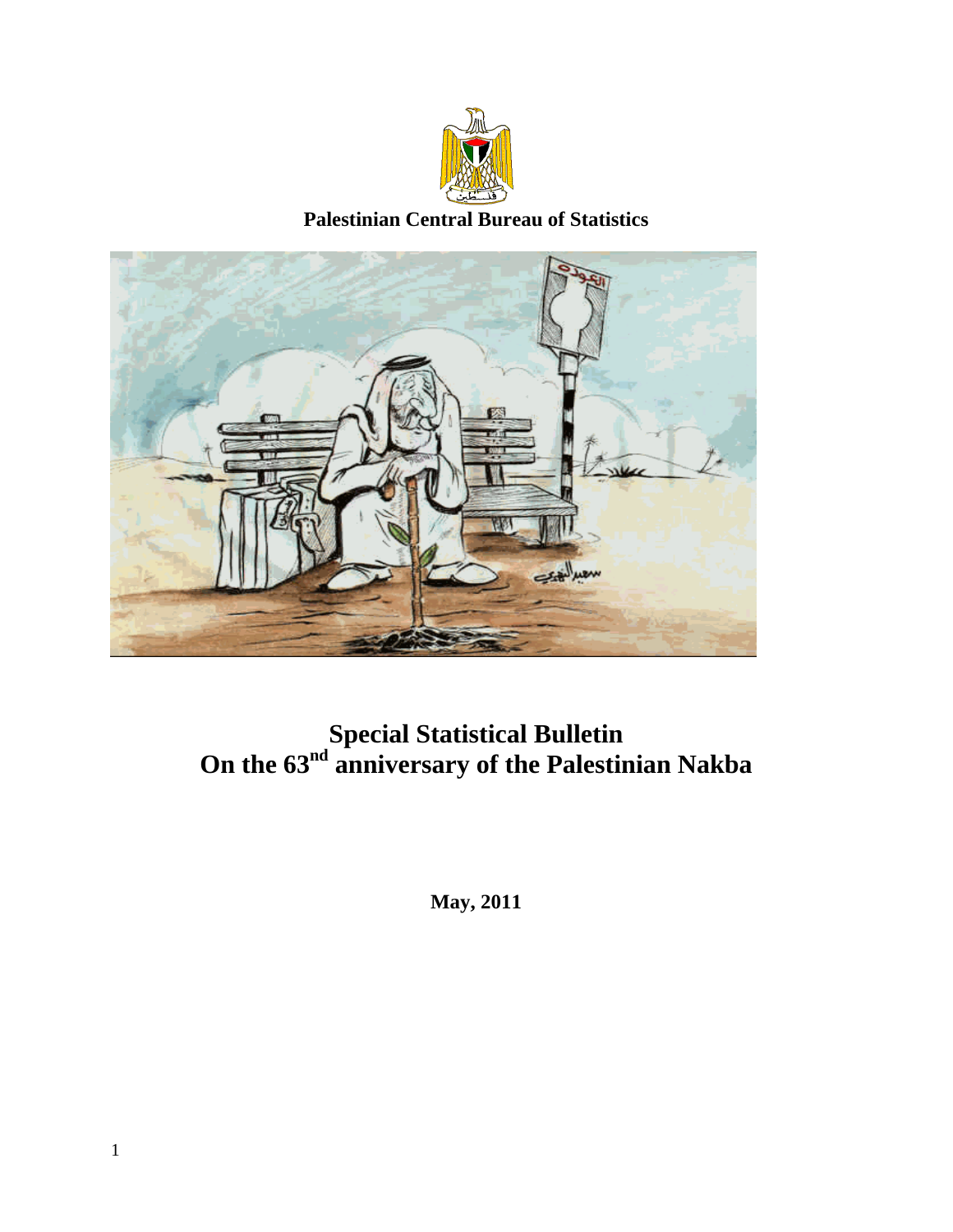**Palestinian Central Bureau of Statistics**

# Special Statistical Bulletin
# On the 63nd anniversary of the Palestinian Nakba

**May, 2011**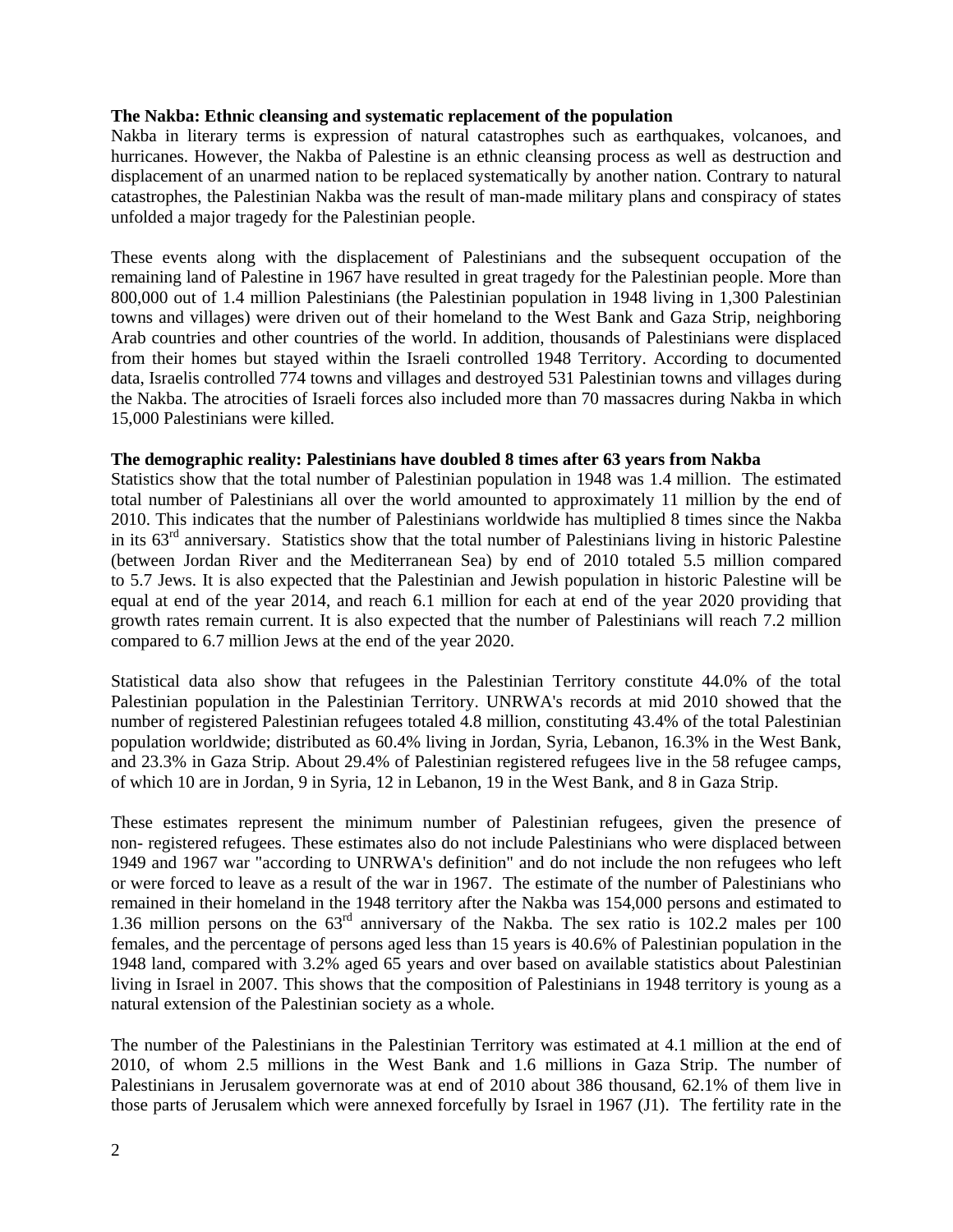**The Nakba: Ethnic cleansing and systematic replacement of the population**

Nakba in literary terms is expression of natural catastrophes such as earthquakes, volcanoes, and hurricanes. However, the Nakba of Palestine is an ethnic cleansing process as well as destruction and displacement of an unarmed nation to be replaced systematically by another nation. Contrary to natural catastrophes, the Palestinian Nakba was the result of man-made military plans and conspiracy of states unfolded a major tragedy for the Palestinian people.

These events along with the displacement of Palestinians and the subsequent occupation of the remaining land of Palestine in 1967 have resulted in great tragedy for the Palestinian people. More than 800,000 out of 1.4 million Palestinians (the Palestinian population in 1948 living in 1,300 Palestinian towns and villages) were driven out of their homeland to the West Bank and Gaza Strip, neighboring Arab countries and other countries of the world. In addition, thousands of Palestinians were displaced from their homes but stayed within the Israeli controlled 1948 Territory. According to documented data, Israelis controlled 774 towns and villages and destroyed 531 Palestinian towns and villages during the Nakba. The atrocities of Israeli forces also included more than 70 massacres during Nakba in which 15,000 Palestinians were killed.

**The demographic reality: Palestinians have doubled 8 times after 63 years from Nakba**

Statistics show that the total number of Palestinian population in 1948 was 1.4 million. The estimated total number of Palestinians all over the world amounted to approximately 11 million by the end of 2010. This indicates that the number of Palestinians worldwide has multiplied 8 times since the Nakba in its 63rd anniversary. Statistics show that the total number of Palestinians living in historic Palestine (between Jordan River and the Mediterranean Sea) by end of 2010 totaled 5.5 million compared to 5.7 Jews. It is also expected that the Palestinian and Jewish population in historic Palestine will be equal at end of the year 2014, and reach 6.1 million for each at end of the year 2020 providing that growth rates remain current. It is also expected that the number of Palestinians will reach 7.2 million compared to 6.7 million Jews at the end of the year 2020.

Statistical data also show that refugees in the Palestinian Territory constitute 44.0% of the total Palestinian population in the Palestinian Territory. UNRWA's records at mid 2010 showed that the number of registered Palestinian refugees totaled 4.8 million, constituting 43.4% of the total Palestinian population worldwide; distributed as 60.4% living in Jordan, Syria, Lebanon, 16.3% in the West Bank, and 23.3% in Gaza Strip. About 29.4% of Palestinian registered refugees live in the 58 refugee camps, of which 10 are in Jordan, 9 in Syria, 12 in Lebanon, 19 in the West Bank, and 8 in Gaza Strip.

These estimates represent the minimum number of Palestinian refugees, given the presence of non- registered refugees. These estimates also do not include Palestinians who were displaced between 1949 and 1967 war "according to UNRWA's definition" and do not include the non refugees who left or were forced to leave as a result of the war in 1967. The estimate of the number of Palestinians who remained in their homeland in the 1948 territory after the Nakba was 154,000 persons and estimated to 1.36 million persons on the 63rd anniversary of the Nakba. The sex ratio is 102.2 males per 100 females, and the percentage of persons aged less than 15 years is 40.6% of Palestinian population in the 1948 land, compared with 3.2% aged 65 years and over based on available statistics about Palestinian living in Israel in 2007. This shows that the composition of Palestinians in 1948 territory is young as a natural extension of the Palestinian society as a whole.

The number of the Palestinians in the Palestinian Territory was estimated at 4.1 million at the end of 2010, of whom 2.5 millions in the West Bank and 1.6 millions in Gaza Strip. The number of Palestinians in Jerusalem governorate was at end of 2010 about 386 thousand, 62.1% of them live in those parts of Jerusalem which were annexed forcefully by Israel in 1967 (J1). The fertility rate in the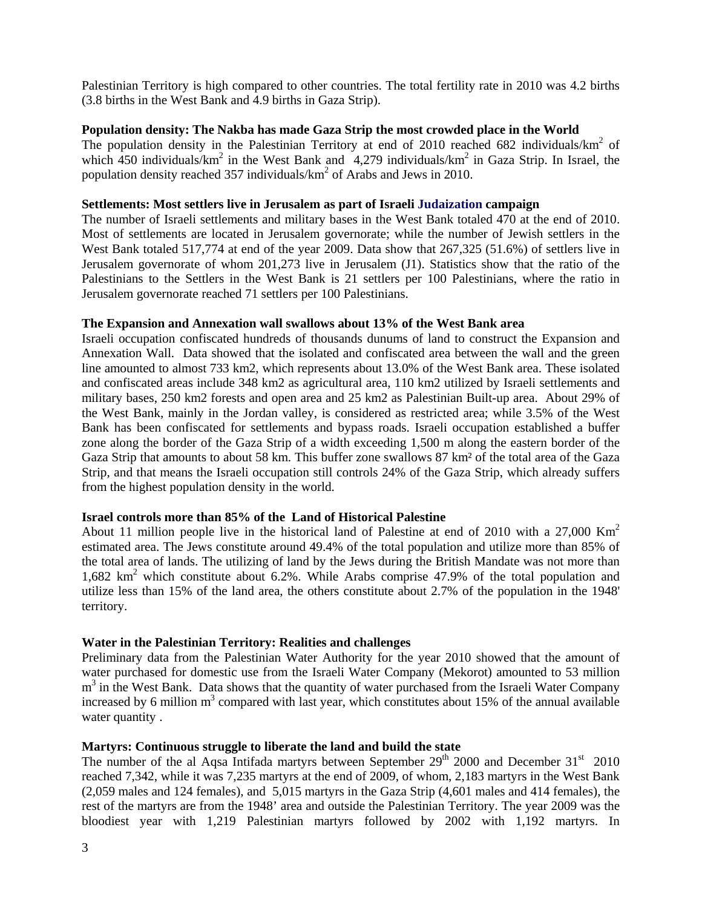Palestinian Territory is high compared to other countries. The total fertility rate in 2010 was 4.2 births (3.8 births in the West Bank and 4.9 births in Gaza Strip).

**Population density: The Nakba has made Gaza Strip the most crowded place in the World**

The population density in the Palestinian Territory at end of 2010 reached 682 individuals/km$^2$ of which 450 individuals/km$^2$ in the West Bank and 4,279 individuals/km$^2$ in Gaza Strip. In Israel, the population density reached 357 individuals/km$^2$ of Arabs and Jews in 2010.

**Settlements: Most settlers live in Jerusalem as part of Israeli Judaization campaign**

The number of Israeli settlements and military bases in the West Bank totaled 470 at the end of 2010. Most of settlements are located in Jerusalem governorate; while the number of Jewish settlers in the West Bank totaled 517,774 at end of the year 2009. Data show that 267,325 (51.6%) of settlers live in Jerusalem governorate of whom 201,273 live in Jerusalem (J1). Statistics show that the ratio of the Palestinians to the Settlers in the West Bank is 21 settlers per 100 Palestinians, where the ratio in Jerusalem governorate reached 71 settlers per 100 Palestinians.

**The Expansion and Annexation wall swallows about 13% of the West Bank area**

Israeli occupation confiscated hundreds of thousands dunums of land to construct the Expansion and Annexation Wall. Data showed that the isolated and confiscated area between the wall and the green line amounted to almost 733 km2, which represents about 13.0% of the West Bank area. These isolated and confiscated areas include 348 km2 as agricultural area, 110 km2 utilized by Israeli settlements and military bases, 250 km2 forests and open area and 25 km2 as Palestinian Built-up area. About 29% of the West Bank, mainly in the Jordan valley, is considered as restricted area; while 3.5% of the West Bank has been confiscated for settlements and bypass roads. Israeli occupation established a buffer zone along the border of the Gaza Strip of a width exceeding 1,500 m along the eastern border of the Gaza Strip that amounts to about 58 km. This buffer zone swallows 87 km² of the total area of the Gaza Strip, and that means the Israeli occupation still controls 24% of the Gaza Strip, which already suffers from the highest population density in the world.

**Israel controls more than 85% of the Land of Historical Palestine**

About 11 million people live in the historical land of Palestine at end of 2010 with a 27,000 Km$^2$ estimated area. The Jews constitute around 49.4% of the total population and utilize more than 85% of the total area of lands. The utilizing of land by the Jews during the British Mandate was not more than 1,682 km$^2$ which constitute about 6.2%. While Arabs comprise 47.9% of the total population and utilize less than 15% of the land area, the others constitute about 2.7% of the population in the 1948' territory.

**Water in the Palestinian Territory: Realities and challenges**

Preliminary data from the Palestinian Water Authority for the year 2010 showed that the amount of water purchased for domestic use from the Israeli Water Company (Mekorot) amounted to 53 million m$^3$ in the West Bank. Data shows that the quantity of water purchased from the Israeli Water Company increased by 6 million m$^3$ compared with last year, which constitutes about 15% of the annual available water quantity .

**Martyrs: Continuous struggle to liberate the land and build the state**

The number of the al Aqsa Intifada martyrs between September 29th 2000 and December 31st 2010 reached 7,342, while it was 7,235 martyrs at the end of 2009, of whom, 2,183 martyrs in the West Bank (2,059 males and 124 females), and 5,015 martyrs in the Gaza Strip (4,601 males and 414 females), the rest of the martyrs are from the 1948' area and outside the Palestinian Territory. The year 2009 was the bloodiest year with 1,219 Palestinian martyrs followed by 2002 with 1,192 martyrs. In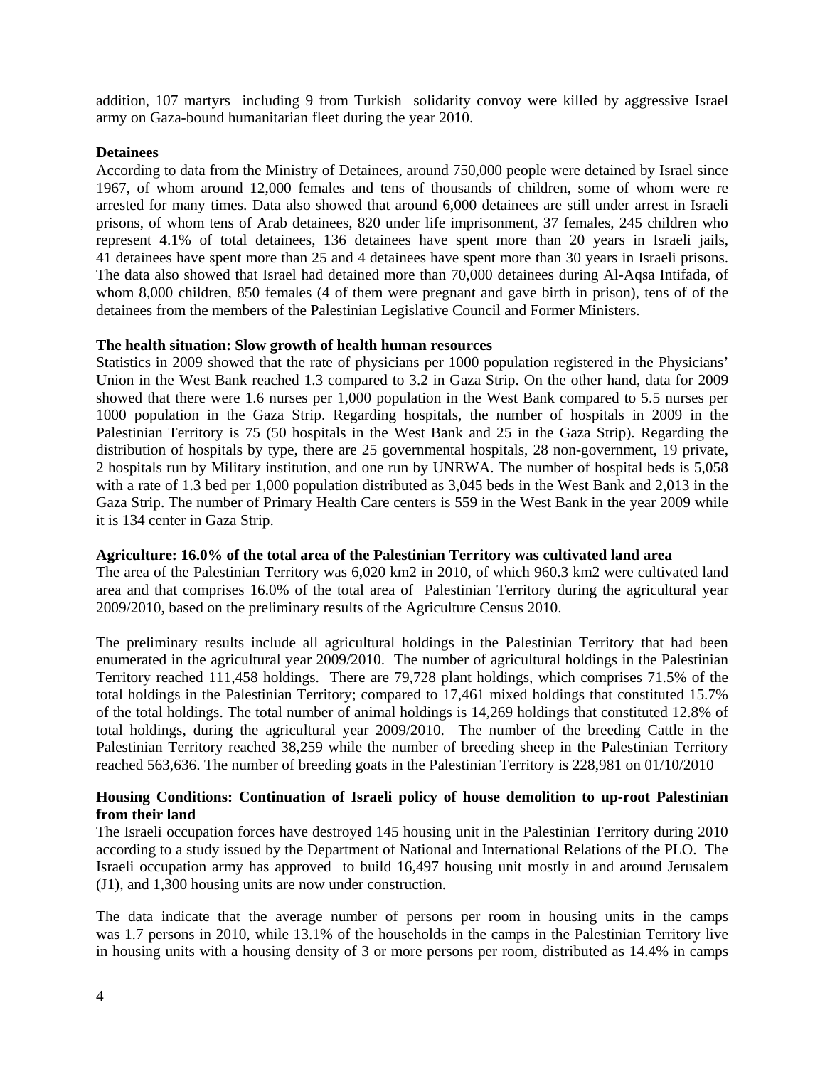addition, 107 martyrs including 9 from Turkish solidarity convoy were killed by aggressive Israel army on Gaza-bound humanitarian fleet during the year 2010.

**Detainees**

According to data from the Ministry of Detainees, around 750,000 people were detained by Israel since 1967, of whom around 12,000 females and tens of thousands of children, some of whom were re arrested for many times. Data also showed that around 6,000 detainees are still under arrest in Israeli prisons, of whom tens of Arab detainees, 820 under life imprisonment, 37 females, 245 children who represent 4.1% of total detainees, 136 detainees have spent more than 20 years in Israeli jails, 41 detainees have spent more than 25 and 4 detainees have spent more than 30 years in Israeli prisons. The data also showed that Israel had detained more than 70,000 detainees during Al-Aqsa Intifada, of whom 8,000 children, 850 females (4 of them were pregnant and gave birth in prison), tens of of the detainees from the members of the Palestinian Legislative Council and Former Ministers.

**The health situation: Slow growth of health human resources**

Statistics in 2009 showed that the rate of physicians per 1000 population registered in the Physicians' Union in the West Bank reached 1.3 compared to 3.2 in Gaza Strip. On the other hand, data for 2009 showed that there were 1.6 nurses per 1,000 population in the West Bank compared to 5.5 nurses per 1000 population in the Gaza Strip. Regarding hospitals, the number of hospitals in 2009 in the Palestinian Territory is 75 (50 hospitals in the West Bank and 25 in the Gaza Strip). Regarding the distribution of hospitals by type, there are 25 governmental hospitals, 28 non-government, 19 private, 2 hospitals run by Military institution, and one run by UNRWA. The number of hospital beds is 5,058 with a rate of 1.3 bed per 1,000 population distributed as 3,045 beds in the West Bank and 2,013 in the Gaza Strip. The number of Primary Health Care centers is 559 in the West Bank in the year 2009 while it is 134 center in Gaza Strip.

**Agriculture: 16.0% of the total area of the Palestinian Territory was cultivated land area**

The area of the Palestinian Territory was 6,020 km2 in 2010, of which 960.3 km2 were cultivated land area and that comprises 16.0% of the total area of Palestinian Territory during the agricultural year 2009/2010, based on the preliminary results of the Agriculture Census 2010.

The preliminary results include all agricultural holdings in the Palestinian Territory that had been enumerated in the agricultural year 2009/2010. The number of agricultural holdings in the Palestinian Territory reached 111,458 holdings. There are 79,728 plant holdings, which comprises 71.5% of the total holdings in the Palestinian Territory; compared to 17,461 mixed holdings that constituted 15.7% of the total holdings. The total number of animal holdings is 14,269 holdings that constituted 12.8% of total holdings, during the agricultural year 2009/2010. The number of the breeding Cattle in the Palestinian Territory reached 38,259 while the number of breeding sheep in the Palestinian Territory reached 563,636. The number of breeding goats in the Palestinian Territory is 228,981 on 01/10/2010

**Housing Conditions: Continuation of Israeli policy of house demolition to up-root Palestinian from their land**

The Israeli occupation forces have destroyed 145 housing unit in the Palestinian Territory during 2010 according to a study issued by the Department of National and International Relations of the PLO. The Israeli occupation army has approved to build 16,497 housing unit mostly in and around Jerusalem (J1), and 1,300 housing units are now under construction.

The data indicate that the average number of persons per room in housing units in the camps was 1.7 persons in 2010, while 13.1% of the households in the camps in the Palestinian Territory live in housing units with a housing density of 3 or more persons per room, distributed as 14.4% in camps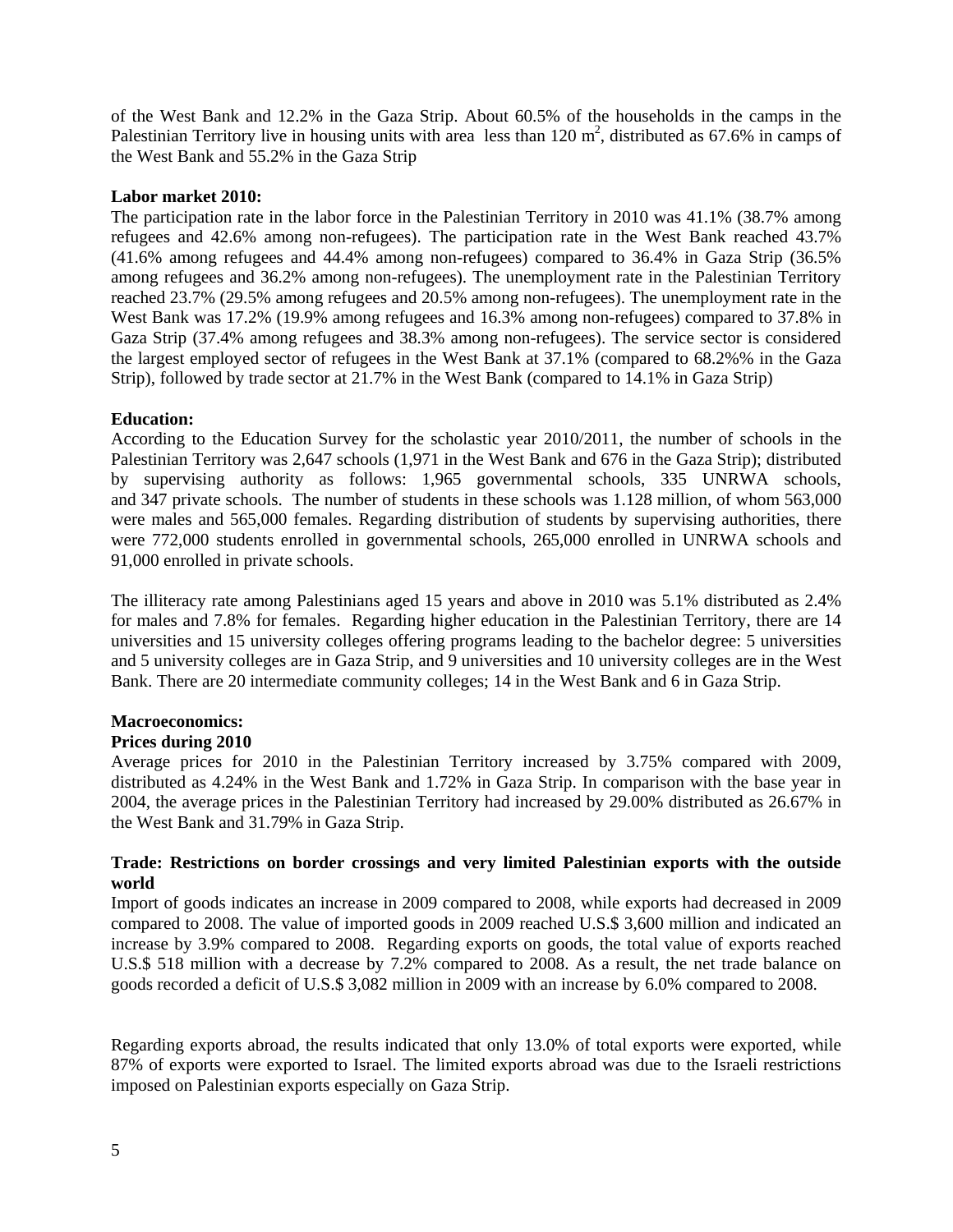of the West Bank and 12.2% in the Gaza Strip. About 60.5% of the households in the camps in the Palestinian Territory live in housing units with area less than 120 $m^2$, distributed as 67.6% in camps of the West Bank and 55.2% in the Gaza Strip

**Labor market 2010:**

The participation rate in the labor force in the Palestinian Territory in 2010 was 41.1% (38.7% among refugees and 42.6% among non-refugees). The participation rate in the West Bank reached 43.7% (41.6% among refugees and 44.4% among non-refugees) compared to 36.4% in Gaza Strip (36.5% among refugees and 36.2% among non-refugees). The unemployment rate in the Palestinian Territory reached 23.7% (29.5% among refugees and 20.5% among non-refugees). The unemployment rate in the West Bank was 17.2% (19.9% among refugees and 16.3% among non-refugees) compared to 37.8% in Gaza Strip (37.4% among refugees and 38.3% among non-refugees). The service sector is considered the largest employed sector of refugees in the West Bank at 37.1% (compared to 68.2%% in the Gaza Strip), followed by trade sector at 21.7% in the West Bank (compared to 14.1% in Gaza Strip)

**Education:**

According to the Education Survey for the scholastic year 2010/2011, the number of schools in the Palestinian Territory was 2,647 schools (1,971 in the West Bank and 676 in the Gaza Strip); distributed by supervising authority as follows: 1,965 governmental schools, 335 UNRWA schools, and 347 private schools. The number of students in these schools was 1.128 million, of whom 563,000 were males and 565,000 females. Regarding distribution of students by supervising authorities, there were 772,000 students enrolled in governmental schools, 265,000 enrolled in UNRWA schools and 91,000 enrolled in private schools.

The illiteracy rate among Palestinians aged 15 years and above in 2010 was 5.1% distributed as 2.4% for males and 7.8% for females. Regarding higher education in the Palestinian Territory, there are 14 universities and 15 university colleges offering programs leading to the bachelor degree: 5 universities and 5 university colleges are in Gaza Strip, and 9 universities and 10 university colleges are in the West Bank. There are 20 intermediate community colleges; 14 in the West Bank and 6 in Gaza Strip.

**Macroeconomics:**

**Prices during 2010**

Average prices for 2010 in the Palestinian Territory increased by 3.75% compared with 2009, distributed as 4.24% in the West Bank and 1.72% in Gaza Strip. In comparison with the base year in 2004, the average prices in the Palestinian Territory had increased by 29.00% distributed as 26.67% in the West Bank and 31.79% in Gaza Strip.

**Trade: Restrictions on border crossings and very limited Palestinian exports with the outside world**

Import of goods indicates an increase in 2009 compared to 2008, while exports had decreased in 2009 compared to 2008. The value of imported goods in 2009 reached U.S.$ 3,600 million and indicated an increase by 3.9% compared to 2008. Regarding exports on goods, the total value of exports reached U.S.$ 518 million with a decrease by 7.2% compared to 2008. As a result, the net trade balance on goods recorded a deficit of U.S.$ 3,082 million in 2009 with an increase by 6.0% compared to 2008.

Regarding exports abroad, the results indicated that only 13.0% of total exports were exported, while 87% of exports were exported to Israel. The limited exports abroad was due to the Israeli restrictions imposed on Palestinian exports especially on Gaza Strip.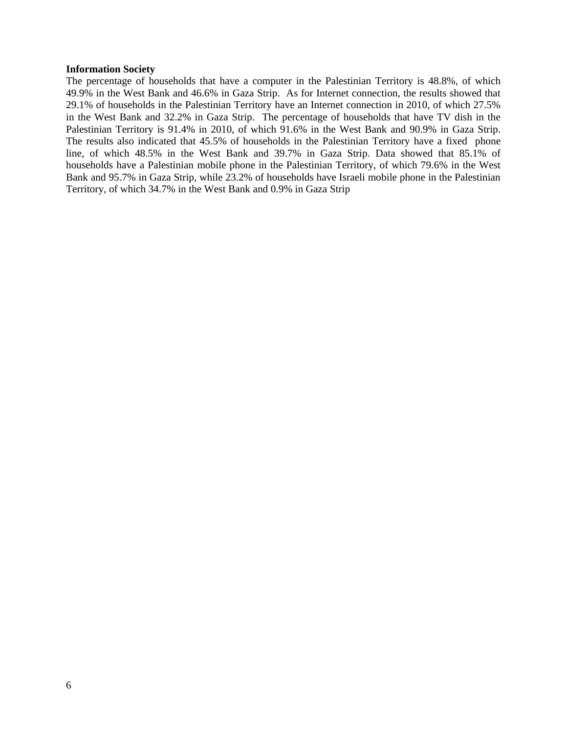**Information Society**

The percentage of households that have a computer in the Palestinian Territory is 48.8%, of which 49.9% in the West Bank and 46.6% in Gaza Strip. As for Internet connection, the results showed that 29.1% of households in the Palestinian Territory have an Internet connection in 2010, of which 27.5% in the West Bank and 32.2% in Gaza Strip. The percentage of households that have TV dish in the Palestinian Territory is 91.4% in 2010, of which 91.6% in the West Bank and 90.9% in Gaza Strip. The results also indicated that 45.5% of households in the Palestinian Territory have a fixed phone line, of which 48.5% in the West Bank and 39.7% in Gaza Strip. Data showed that 85.1% of households have a Palestinian mobile phone in the Palestinian Territory, of which 79.6% in the West Bank and 95.7% in Gaza Strip, while 23.2% of households have Israeli mobile phone in the Palestinian Territory, of which 34.7% in the West Bank and 0.9% in Gaza Strip